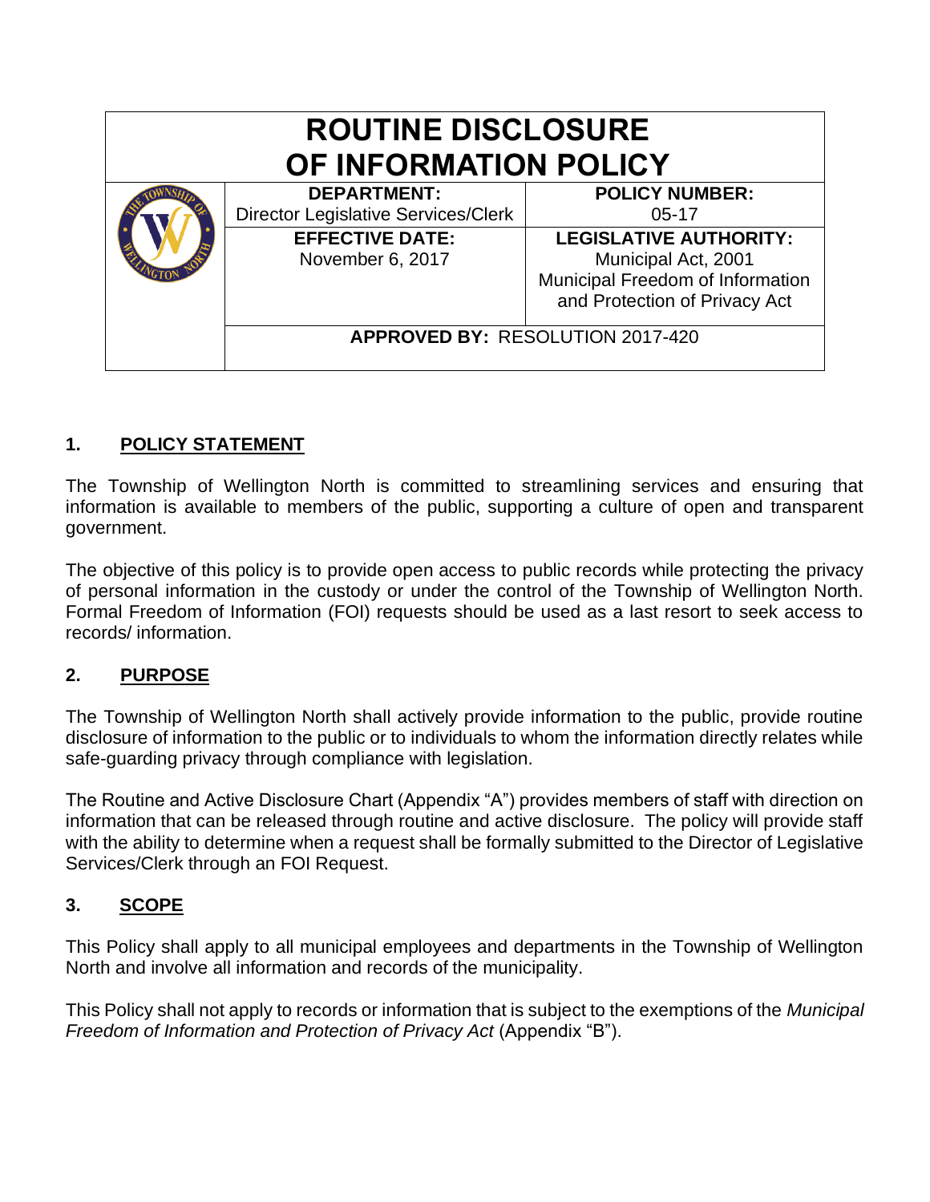# ROUTINE DISCLOSURE OF INFORMATION POLICY

| **DEPARTMENT:** | **POLICY NUMBER:** |
|---|---|
| Director Legislative Services/Clerk | 05-17 |
| **EFFECTIVE DATE:** November 6, 2017 | **LEGISLATIVE AUTHORITY:** Municipal Act, 2001 Municipal Freedom of Information and Protection of Privacy Act |
| **APPROVED BY:** RESOLUTION 2017-420 | |

## 1. POLICY STATEMENT

The Township of Wellington North is committed to streamlining services and ensuring that information is available to members of the public, supporting a culture of open and transparent government.

The objective of this policy is to provide open access to public records while protecting the privacy of personal information in the custody or under the control of the Township of Wellington North. Formal Freedom of Information (FOI) requests should be used as a last resort to seek access to records/ information.

## 2. PURPOSE

The Township of Wellington North shall actively provide information to the public, provide routine disclosure of information to the public or to individuals to whom the information directly relates while safe-guarding privacy through compliance with legislation.

The Routine and Active Disclosure Chart (Appendix "A") provides members of staff with direction on information that can be released through routine and active disclosure. The policy will provide staff with the ability to determine when a request shall be formally submitted to the Director of Legislative Services/Clerk through an FOI Request.

## 3. SCOPE

This Policy shall apply to all municipal employees and departments in the Township of Wellington North and involve all information and records of the municipality.

This Policy shall not apply to records or information that is subject to the exemptions of the *Municipal Freedom of Information and Protection of Privacy Act* (Appendix "B").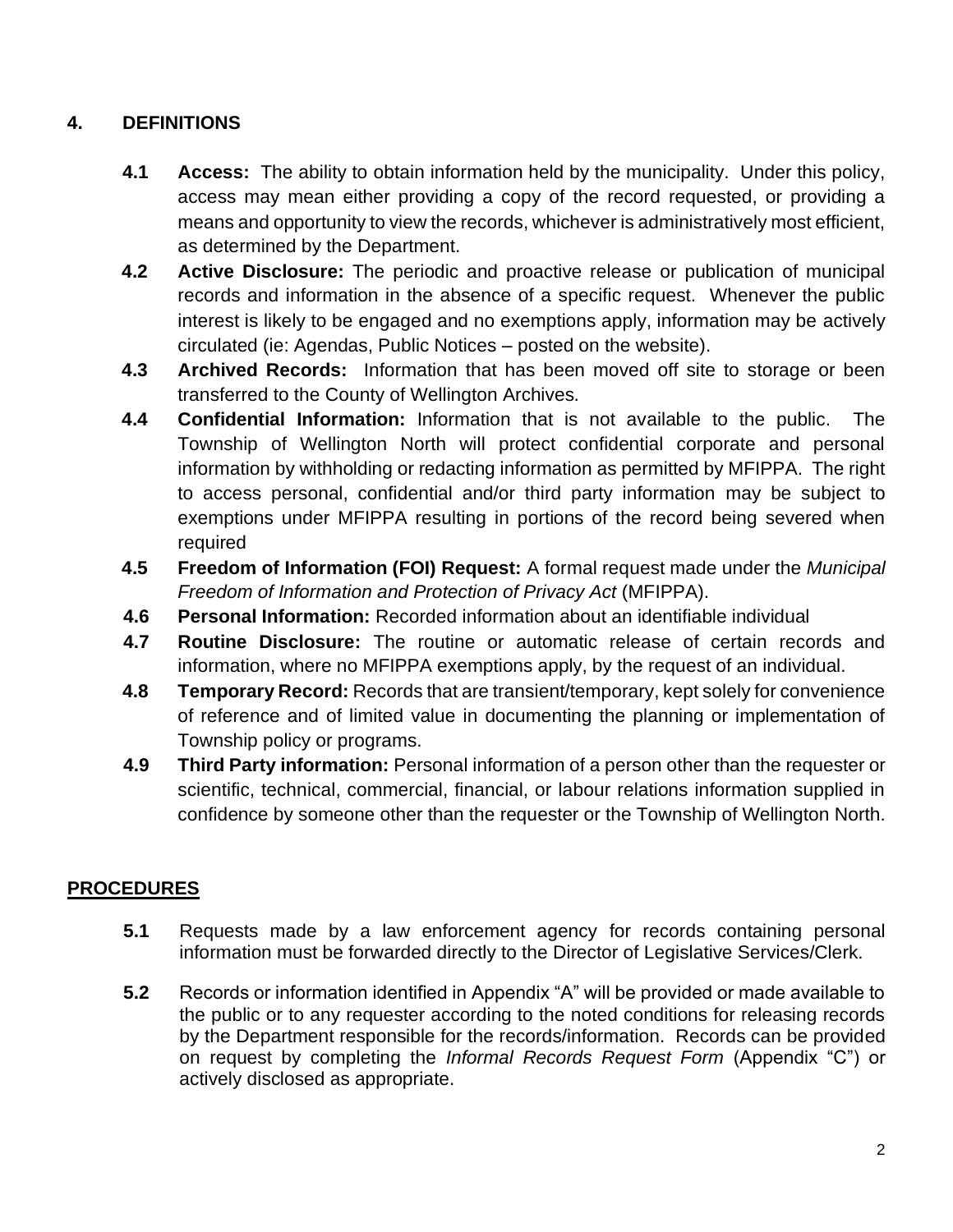## 4. DEFINITIONS

**4.1 Access:** The ability to obtain information held by the municipality. Under this policy, access may mean either providing a copy of the record requested, or providing a means and opportunity to view the records, whichever is administratively most efficient, as determined by the Department.

**4.2 Active Disclosure:** The periodic and proactive release or publication of municipal records and information in the absence of a specific request. Whenever the public interest is likely to be engaged and no exemptions apply, information may be actively circulated (ie: Agendas, Public Notices – posted on the website).

**4.3 Archived Records:** Information that has been moved off site to storage or been transferred to the County of Wellington Archives.

**4.4 Confidential Information:** Information that is not available to the public. The Township of Wellington North will protect confidential corporate and personal information by withholding or redacting information as permitted by MFIPPA. The right to access personal, confidential and/or third party information may be subject to exemptions under MFIPPA resulting in portions of the record being severed when required

**4.5 Freedom of Information (FOI) Request:** A formal request made under the *Municipal Freedom of Information and Protection of Privacy Act* (MFIPPA).

**4.6 Personal Information:** Recorded information about an identifiable individual

**4.7 Routine Disclosure:** The routine or automatic release of certain records and information, where no MFIPPA exemptions apply, by the request of an individual.

**4.8 Temporary Record:** Records that are transient/temporary, kept solely for convenience of reference and of limited value in documenting the planning or implementation of Township policy or programs.

**4.9 Third Party information:** Personal information of a person other than the requester or scientific, technical, commercial, financial, or labour relations information supplied in confidence by someone other than the requester or the Township of Wellington North.

## PROCEDURES

**5.1** Requests made by a law enforcement agency for records containing personal information must be forwarded directly to the Director of Legislative Services/Clerk.

**5.2** Records or information identified in Appendix "A" will be provided or made available to the public or to any requester according to the noted conditions for releasing records by the Department responsible for the records/information. Records can be provided on request by completing the *Informal Records Request Form* (Appendix "C") or actively disclosed as appropriate.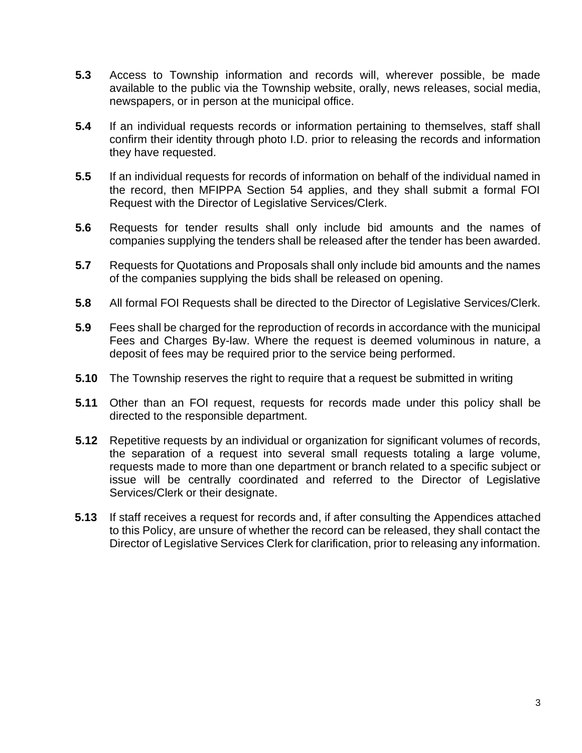**5.3** Access to Township information and records will, wherever possible, be made available to the public via the Township website, orally, news releases, social media, newspapers, or in person at the municipal office.

**5.4** If an individual requests records or information pertaining to themselves, staff shall confirm their identity through photo I.D. prior to releasing the records and information they have requested.

**5.5** If an individual requests for records of information on behalf of the individual named in the record, then MFIPPA Section 54 applies, and they shall submit a formal FOI Request with the Director of Legislative Services/Clerk.

**5.6** Requests for tender results shall only include bid amounts and the names of companies supplying the tenders shall be released after the tender has been awarded.

**5.7** Requests for Quotations and Proposals shall only include bid amounts and the names of the companies supplying the bids shall be released on opening.

**5.8** All formal FOI Requests shall be directed to the Director of Legislative Services/Clerk.

**5.9** Fees shall be charged for the reproduction of records in accordance with the municipal Fees and Charges By-law. Where the request is deemed voluminous in nature, a deposit of fees may be required prior to the service being performed.

**5.10** The Township reserves the right to require that a request be submitted in writing

**5.11** Other than an FOI request, requests for records made under this policy shall be directed to the responsible department.

**5.12** Repetitive requests by an individual or organization for significant volumes of records, the separation of a request into several small requests totaling a large volume, requests made to more than one department or branch related to a specific subject or issue will be centrally coordinated and referred to the Director of Legislative Services/Clerk or their designate.

**5.13** If staff receives a request for records and, if after consulting the Appendices attached to this Policy, are unsure of whether the record can be released, they shall contact the Director of Legislative Services Clerk for clarification, prior to releasing any information.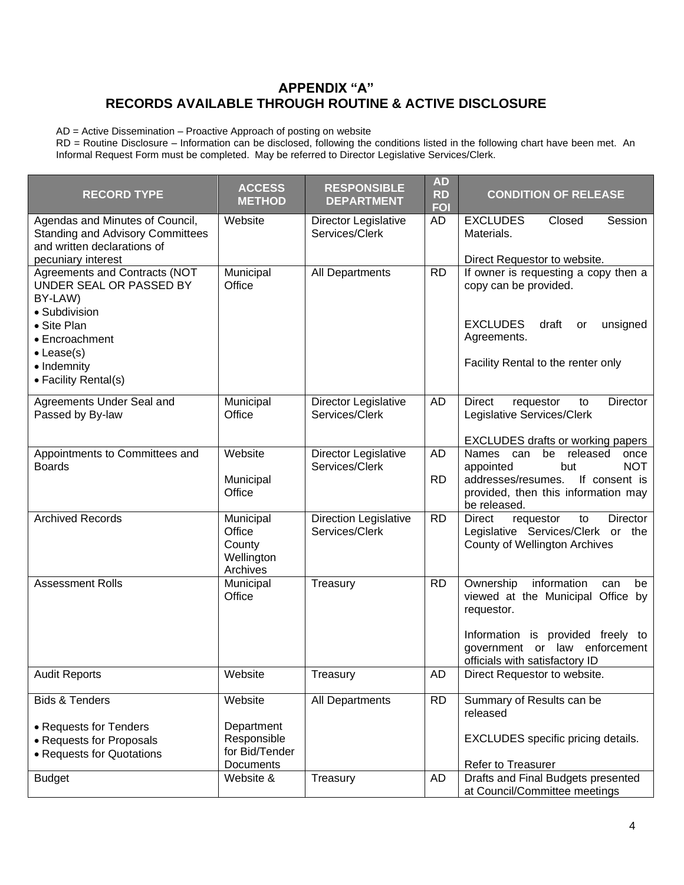## APPENDIX "A"
## RECORDS AVAILABLE THROUGH ROUTINE & ACTIVE DISCLOSURE

AD = Active Dissemination – Proactive Approach of posting on website
RD = Routine Disclosure – Information can be disclosed, following the conditions listed in the following chart have been met. An Informal Request Form must be completed. May be referred to Director Legislative Services/Clerk.

| RECORD TYPE | ACCESS METHOD | RESPONSIBLE DEPARTMENT | AD RD FOI | CONDITION OF RELEASE |
|---|---|---|---|---|
| Agendas and Minutes of Council, Standing and Advisory Committees and written declarations of pecuniary interest | Website | Director Legislative Services/Clerk | AD | EXCLUDES Closed Session Materials.<br><br>Direct Requestor to website. |
| Agreements and Contracts (NOT UNDER SEAL OR PASSED BY BY-LAW)<br>• Subdivision<br>• Site Plan<br>• Encroachment<br>• Lease(s)<br>• Indemnity<br>• Facility Rental(s) | Municipal Office | All Departments | RD | If owner is requesting a copy then a copy can be provided.<br><br>EXCLUDES draft or unsigned Agreements.<br><br>Facility Rental to the renter only |
| Agreements Under Seal and Passed by By-law | Municipal Office | Director Legislative Services/Clerk | AD | Direct requestor to Director Legislative Services/Clerk<br><br>EXCLUDES drafts or working papers |
| Appointments to Committees and Boards | Website<br><br>Municipal Office | Director Legislative Services/Clerk | AD<br><br>RD | Names can be released once appointed but NOT addresses/resumes. If consent is provided, then this information may be released. |
| Archived Records | Municipal Office<br>County Wellington Archives | Direction Legislative Services/Clerk | RD | Direct requestor to Director Legislative Services/Clerk or the County of Wellington Archives |
| Assessment Rolls | Municipal Office | Treasury | RD | Ownership information can be viewed at the Municipal Office by requestor.<br><br>Information is provided freely to government or law enforcement officials with satisfactory ID |
| Audit Reports | Website | Treasury | AD | Direct Requestor to website. |
| Bids & Tenders<br><br>• Requests for Tenders<br>• Requests for Proposals<br>• Requests for Quotations | Website<br><br>Department Responsible for Bid/Tender Documents | All Departments | RD | Summary of Results can be released<br><br>EXCLUDES specific pricing details.<br><br>Refer to Treasurer |
| Budget | Website & | Treasury | AD | Drafts and Final Budgets presented at Council/Committee meetings |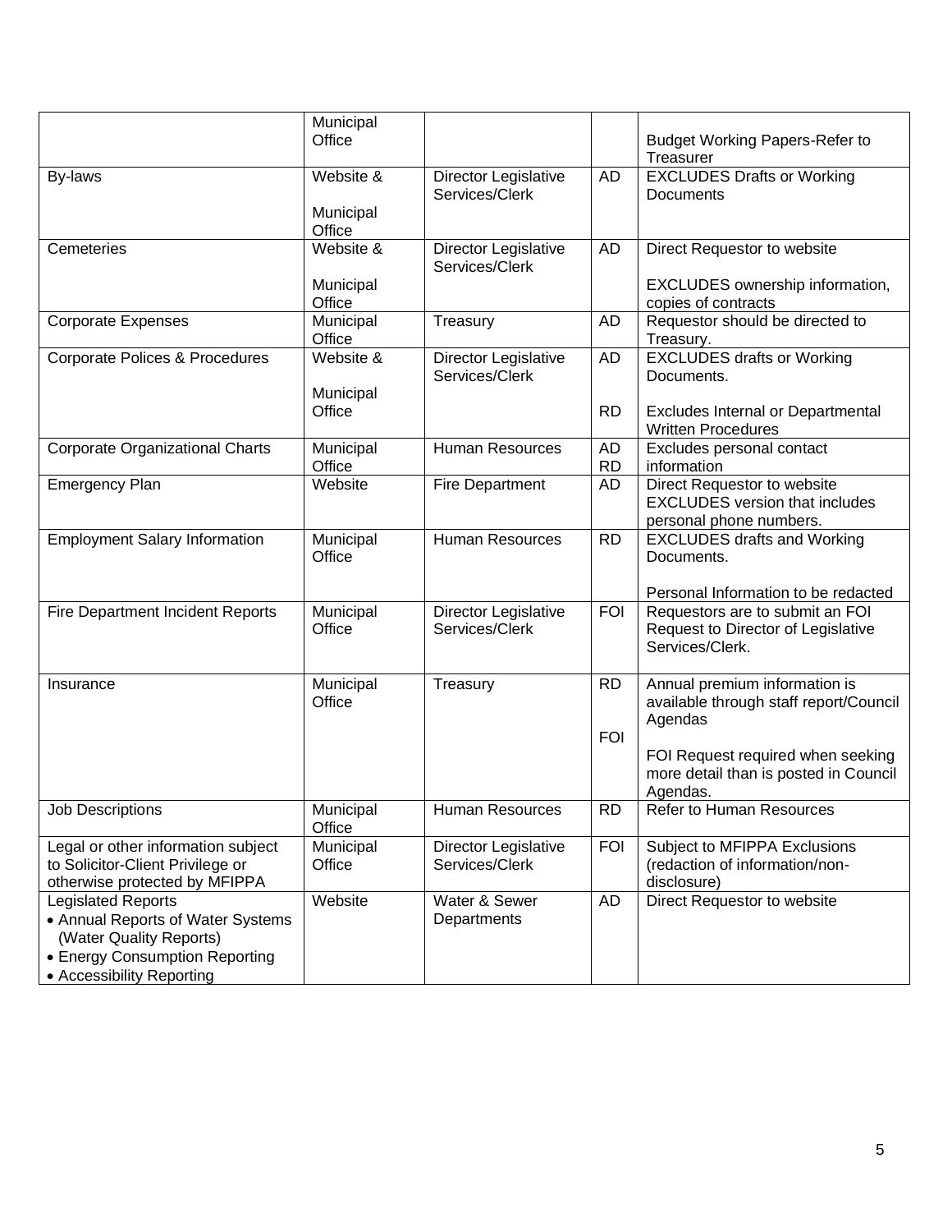| | Municipal Office | | | Budget Working Papers-Refer to Treasurer |
|---|---|---|---|---|
| By-laws | Website & Municipal Office | Director Legislative Services/Clerk | AD | EXCLUDES Drafts or Working Documents |
| Cemeteries | Website & Municipal Office | Director Legislative Services/Clerk | AD | Direct Requestor to website<br><br>EXCLUDES ownership information, copies of contracts |
| Corporate Expenses | Municipal Office | Treasury | AD | Requestor should be directed to Treasury. |
| Corporate Polices & Procedures | Website & Municipal Office | Director Legislative Services/Clerk | AD<br><br>RD | EXCLUDES drafts or Working Documents.<br><br>Excludes Internal or Departmental Written Procedures |
| Corporate Organizational Charts | Municipal Office | Human Resources | AD<br>RD | Excludes personal contact information |
| Emergency Plan | Website | Fire Department | AD | Direct Requestor to website<br>EXCLUDES version that includes personal phone numbers. |
| Employment Salary Information | Municipal Office | Human Resources | RD | EXCLUDES drafts and Working Documents.<br><br>Personal Information to be redacted |
| Fire Department Incident Reports | Municipal Office | Director Legislative Services/Clerk | FOI | Requestors are to submit an FOI Request to Director of Legislative Services/Clerk. |
| Insurance | Municipal Office | Treasury | RD<br><br>FOI | Annual premium information is available through staff report/Council Agendas<br><br>FOI Request required when seeking more detail than is posted in Council Agendas. |
| Job Descriptions | Municipal Office | Human Resources | RD | Refer to Human Resources |
| Legal or other information subject to Solicitor-Client Privilege or otherwise protected by MFIPPA | Municipal Office | Director Legislative Services/Clerk | FOI | Subject to MFIPPA Exclusions (redaction of information/non-disclosure) |
| Legislated Reports<br>• Annual Reports of Water Systems (Water Quality Reports)<br>• Energy Consumption Reporting<br>• Accessibility Reporting | Website | Water & Sewer Departments | AD | Direct Requestor to website |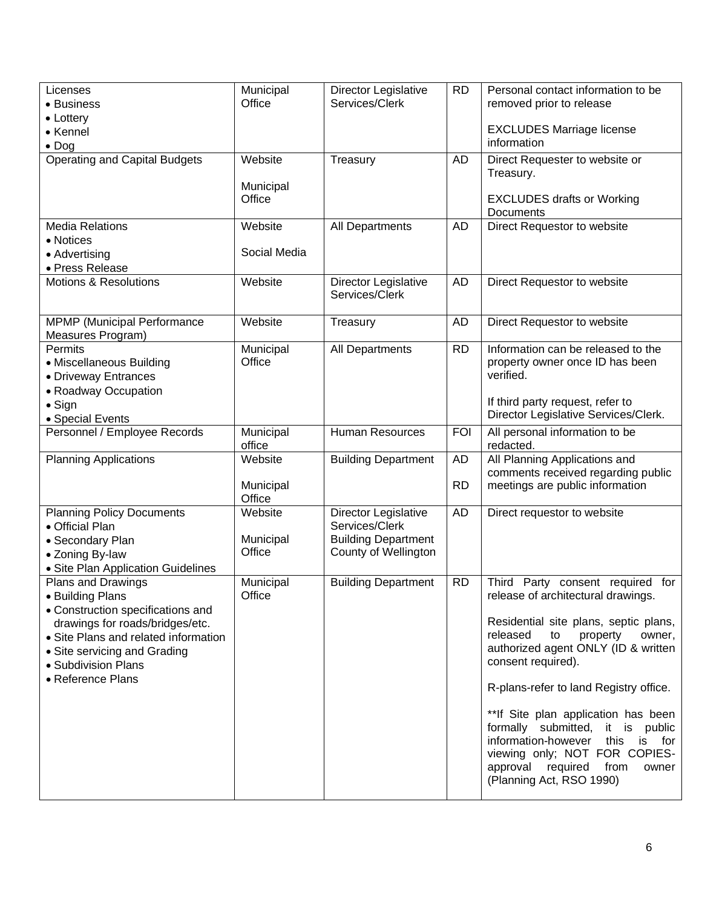| Licenses<br>• Business<br>• Lottery<br>• Kennel<br>• Dog | Municipal Office | Director Legislative Services/Clerk | RD | Personal contact information to be removed prior to release<br><br>EXCLUDES Marriage license information |
|---|---|---|---|---|
| Operating and Capital Budgets | Website<br><br>Municipal Office | Treasury | AD | Direct Requester to website or Treasury.<br><br>EXCLUDES drafts or Working Documents |
| Media Relations<br>• Notices<br>• Advertising<br>• Press Release | Website<br><br>Social Media | All Departments | AD | Direct Requestor to website |
| Motions & Resolutions | Website | Director Legislative Services/Clerk | AD | Direct Requestor to website |
| MPMP (Municipal Performance Measures Program) | Website | Treasury | AD | Direct Requestor to website |
| Permits<br>• Miscellaneous Building<br>• Driveway Entrances<br>• Roadway Occupation<br>• Sign<br>• Special Events | Municipal Office | All Departments | RD | Information can be released to the property owner once ID has been verified.<br><br>If third party request, refer to Director Legislative Services/Clerk. |
| Personnel / Employee Records | Municipal office | Human Resources | FOI | All personal information to be redacted. |
| Planning Applications | Website<br><br>Municipal Office | Building Department | AD<br><br>RD | All Planning Applications and comments received regarding public meetings are public information |
| Planning Policy Documents<br>• Official Plan<br>• Secondary Plan<br>• Zoning By-law<br>• Site Plan Application Guidelines | Website<br><br>Municipal Office | Director Legislative Services/Clerk<br>Building Department<br>County of Wellington | AD | Direct requestor to website |
| Plans and Drawings<br>• Building Plans<br>• Construction specifications and drawings for roads/bridges/etc.<br>• Site Plans and related information<br>• Site servicing and Grading<br>• Subdivision Plans<br>• Reference Plans | Municipal Office | Building Department | RD | Third Party consent required for release of architectural drawings.<br><br>Residential site plans, septic plans, released to property owner, authorized agent ONLY (ID & written consent required).<br><br>R-plans-refer to land Registry office.<br><br>**If Site plan application has been formally submitted, it is public information-however this is for viewing only; NOT FOR COPIES-approval required from owner (Planning Act, RSO 1990) |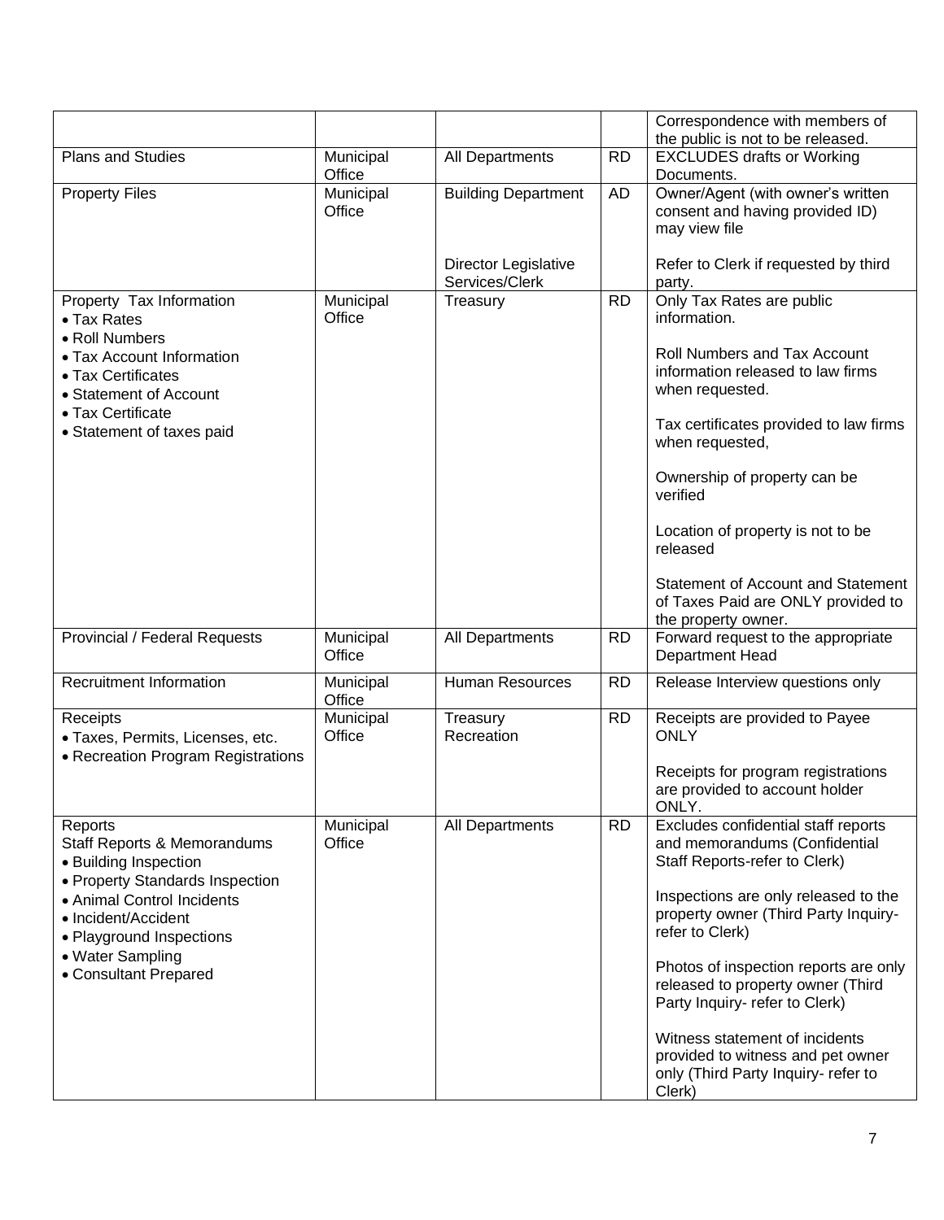| | | | | |
|---|---|---|---|---|
| | | | | Correspondence with members of the public is not to be released. |
| Plans and Studies | Municipal Office | All Departments | RD | EXCLUDES drafts or Working Documents. |
| Property Files | Municipal Office | Building Department<br><br>Director Legislative Services/Clerk | AD | Owner/Agent (with owner's written consent and having provided ID) may view file<br><br>Refer to Clerk if requested by third party. |
| Property Tax Information<br>• Tax Rates<br>• Roll Numbers<br>• Tax Account Information<br>• Tax Certificates<br>• Statement of Account<br>• Tax Certificate<br>• Statement of taxes paid | Municipal Office | Treasury | RD | Only Tax Rates are public information.<br><br>Roll Numbers and Tax Account information released to law firms when requested.<br><br>Tax certificates provided to law firms when requested,<br><br>Ownership of property can be verified<br><br>Location of property is not to be released<br><br>Statement of Account and Statement of Taxes Paid are ONLY provided to the property owner. |
| Provincial / Federal Requests | Municipal Office | All Departments | RD | Forward request to the appropriate Department Head |
| Recruitment Information | Municipal Office | Human Resources | RD | Release Interview questions only |
| Receipts<br>• Taxes, Permits, Licenses, etc.<br>• Recreation Program Registrations | Municipal Office | Treasury<br>Recreation | RD | Receipts are provided to Payee ONLY<br><br>Receipts for program registrations are provided to account holder ONLY. |
| Reports<br>Staff Reports & Memorandums<br>• Building Inspection<br>• Property Standards Inspection<br>• Animal Control Incidents<br>• Incident/Accident<br>• Playground Inspections<br>• Water Sampling<br>• Consultant Prepared | Municipal Office | All Departments | RD | Excludes confidential staff reports and memorandums (Confidential Staff Reports-refer to Clerk)<br><br>Inspections are only released to the property owner (Third Party Inquiry- refer to Clerk)<br><br>Photos of inspection reports are only released to property owner (Third Party Inquiry- refer to Clerk)<br><br>Witness statement of incidents provided to witness and pet owner only (Third Party Inquiry- refer to Clerk) |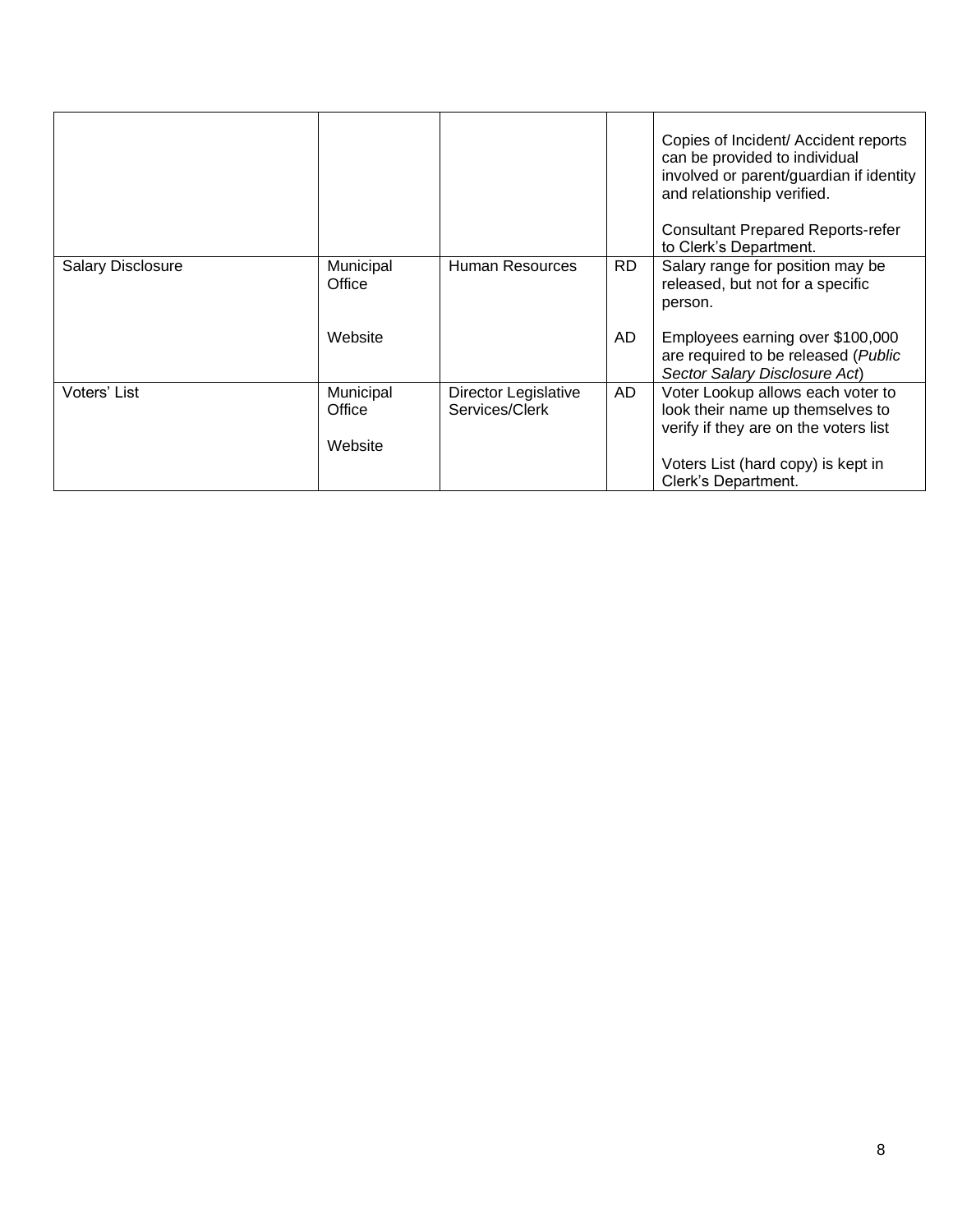|  |  |  |  |  |
|---|---|---|---|---|
|  |  |  |  | Copies of Incident/ Accident reports can be provided to individual involved or parent/guardian if identity and relationship verified.<br><br>Consultant Prepared Reports-refer to Clerk's Department. |
| Salary Disclosure | Municipal Office<br><br>Website | Human Resources | RD<br><br>AD | Salary range for position may be released, but not for a specific person.<br><br>Employees earning over $100,000 are required to be released (*Public Sector Salary Disclosure Act*) |
| Voters' List | Municipal Office<br><br>Website | Director Legislative Services/Clerk | AD | Voter Lookup allows each voter to look their name up themselves to verify if they are on the voters list<br><br>Voters List (hard copy) is kept in Clerk's Department. |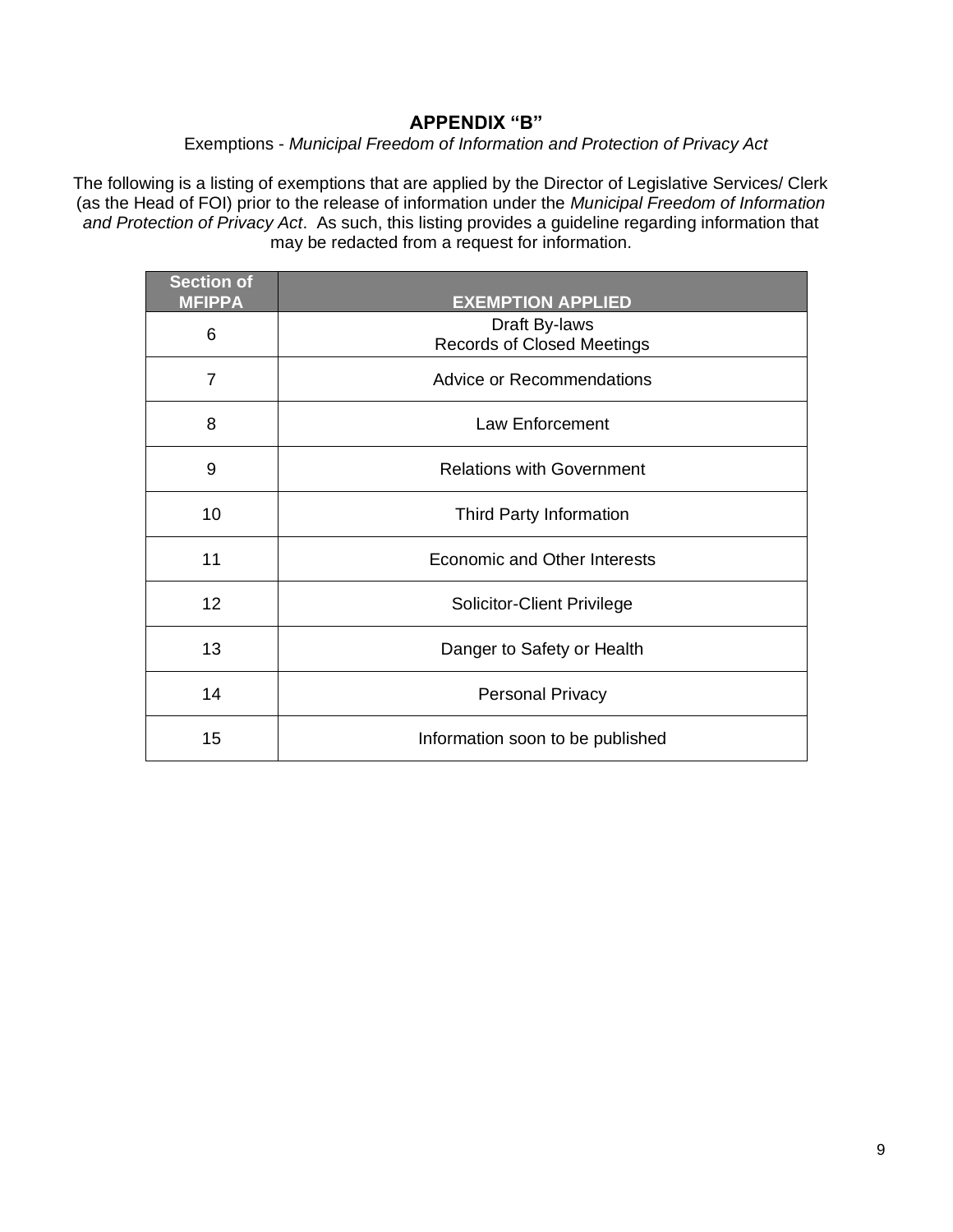# APPENDIX "B"

Exemptions - *Municipal Freedom of Information and Protection of Privacy Act*

The following is a listing of exemptions that are applied by the Director of Legislative Services/ Clerk (as the Head of FOI) prior to the release of information under the *Municipal Freedom of Information and Protection of Privacy Act*. As such, this listing provides a guideline regarding information that may be redacted from a request for information.

| Section of MFIPPA | EXEMPTION APPLIED |
|---|---|
| 6 | Draft By-laws<br>Records of Closed Meetings |
| 7 | Advice or Recommendations |
| 8 | Law Enforcement |
| 9 | Relations with Government |
| 10 | Third Party Information |
| 11 | Economic and Other Interests |
| 12 | Solicitor-Client Privilege |
| 13 | Danger to Safety or Health |
| 14 | Personal Privacy |
| 15 | Information soon to be published |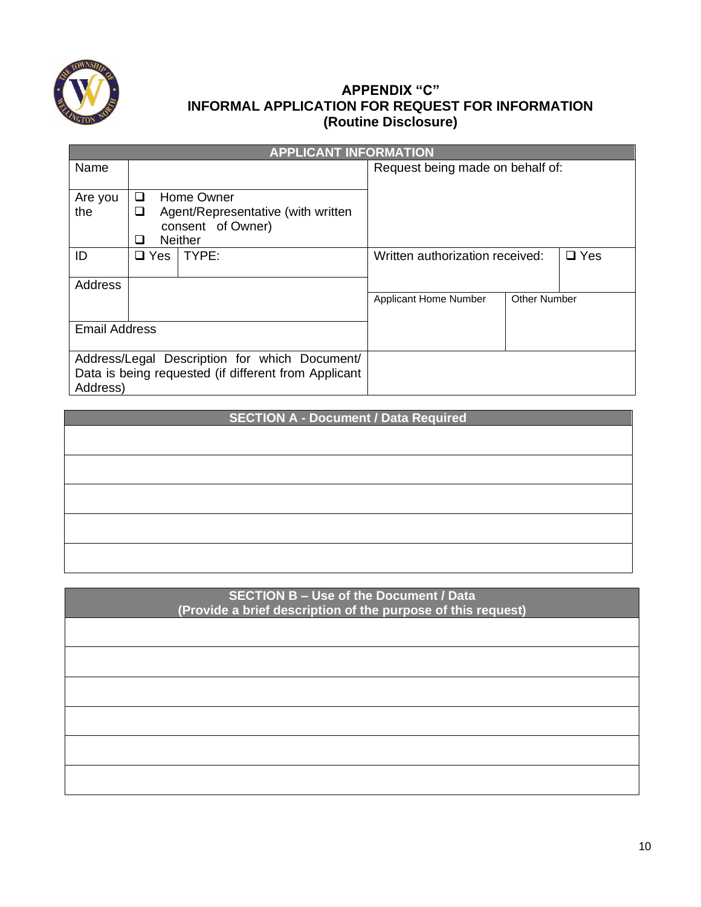## APPENDIX "C"
## INFORMAL APPLICATION FOR REQUEST FOR INFORMATION
## (Routine Disclosure)

| APPLICANT INFORMATION | | | | |
|---|---|---|---|---|
| Name | | | Request being made on behalf of: | |
| Are you the | ❑ Home Owner<br>❑ Agent/Representative (with written consent of Owner)<br>❑ Neither | | | |
| ID | ❑ Yes | TYPE: | Written authorization received: | ❑ Yes |
| Address | | | Applicant Home Number | Other Number |
| Email Address | | | | |
| Address/Legal Description for which Document/ Data is being requested (if different from Applicant Address) | | | | |

| SECTION A - Document / Data Required |
|---|
| |
| |
| |
| |
| |

| SECTION B – Use of the Document / Data<br>(Provide a brief description of the purpose of this request) |
|---|
| |
| |
| |
| |
| |
| |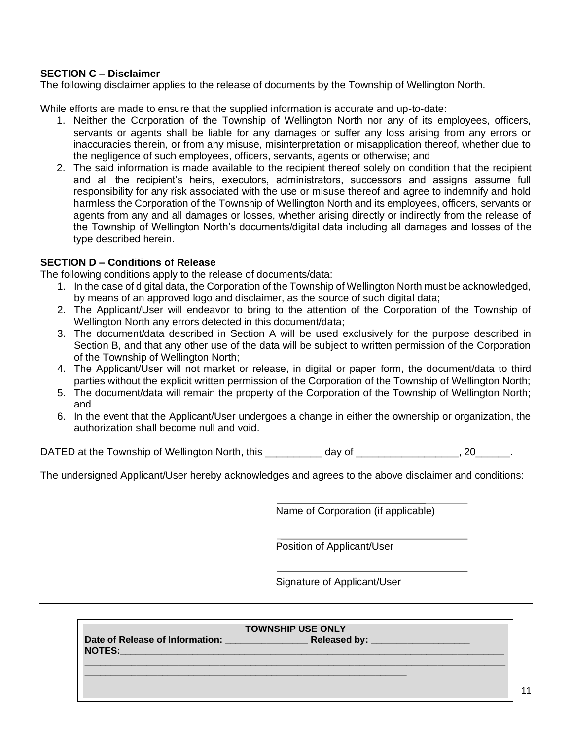**SECTION C – Disclaimer**

The following disclaimer applies to the release of documents by the Township of Wellington North.

While efforts are made to ensure that the supplied information is accurate and up-to-date:

1. Neither the Corporation of the Township of Wellington North nor any of its employees, officers, servants or agents shall be liable for any damages or suffer any loss arising from any errors or inaccuracies therein, or from any misuse, misinterpretation or misapplication thereof, whether due to the negligence of such employees, officers, servants, agents or otherwise; and
2. The said information is made available to the recipient thereof solely on condition that the recipient and all the recipient's heirs, executors, administrators, successors and assigns assume full responsibility for any risk associated with the use or misuse thereof and agree to indemnify and hold harmless the Corporation of the Township of Wellington North and its employees, officers, servants or agents from any and all damages or losses, whether arising directly or indirectly from the release of the Township of Wellington North's documents/digital data including all damages and losses of the type described herein.

**SECTION D – Conditions of Release**

The following conditions apply to the release of documents/data:

1. In the case of digital data, the Corporation of the Township of Wellington North must be acknowledged, by means of an approved logo and disclaimer, as the source of such digital data;
2. The Applicant/User will endeavor to bring to the attention of the Corporation of the Township of Wellington North any errors detected in this document/data;
3. The document/data described in Section A will be used exclusively for the purpose described in Section B, and that any other use of the data will be subject to written permission of the Corporation of the Township of Wellington North;
4. The Applicant/User will not market or release, in digital or paper form, the document/data to third parties without the explicit written permission of the Corporation of the Township of Wellington North;
5. The document/data will remain the property of the Corporation of the Township of Wellington North; and
6. In the event that the Applicant/User undergoes a change in either the ownership or organization, the authorization shall become null and void.

DATED at the Township of Wellington North, this __________ day of __________________, 20______.

The undersigned Applicant/User hereby acknowledges and agrees to the above disclaimer and conditions:

__________________________________
Name of Corporation (if applicable)

__________________________________
Position of Applicant/User

__________________________________
Signature of Applicant/User

**TOWNSHIP USE ONLY**

**Date of Release of Information:** _______________ **Released by:** __________________

**NOTES:**___________________________________________________________________________

_____________________________________________________________________________________

____________________________________________________________